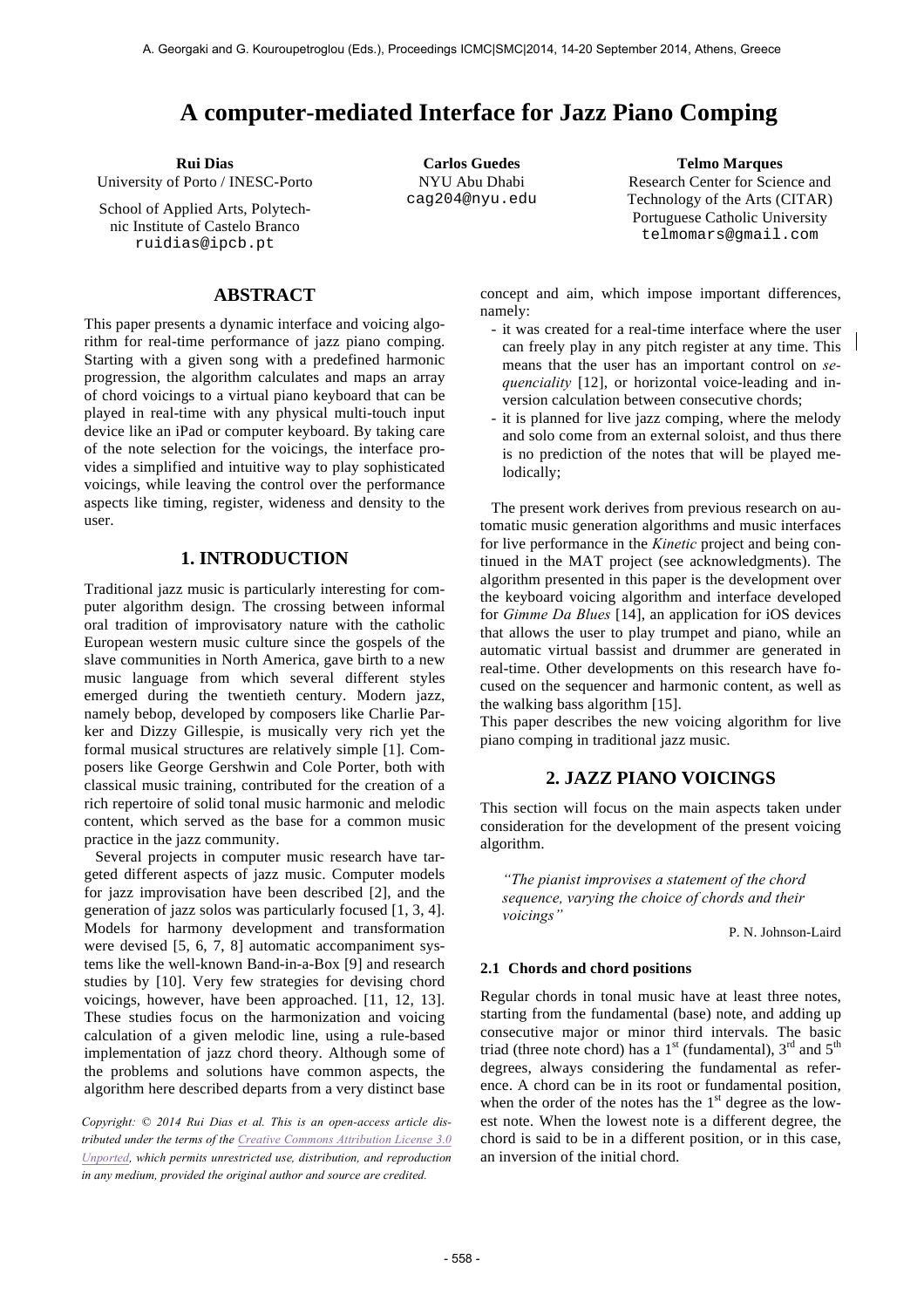# A computer-mediated Interface for Jazz Piano Comping

**Rui Dias**
University of Porto / INESC-Porto

School of Applied Arts, Polytechnic Institute of Castelo Branco
ruidias@ipcb.pt

**Carlos Guedes**
NYU Abu Dhabi
cag204@nyu.edu

**Telmo Marques**
Research Center for Science and Technology of the Arts (CITAR)
Portuguese Catholic University
telmomars@gmail.com

## ABSTRACT

This paper presents a dynamic interface and voicing algorithm for real-time performance of jazz piano comping. Starting with a given song with a predefined harmonic progression, the algorithm calculates and maps an array of chord voicings to a virtual piano keyboard that can be played in real-time with any physical multi-touch input device like an iPad or computer keyboard. By taking care of the note selection for the voicings, the interface provides a simplified and intuitive way to play sophisticated voicings, while leaving the control over the performance aspects like timing, register, wideness and density to the user.

## 1. INTRODUCTION

Traditional jazz music is particularly interesting for computer algorithm design. The crossing between informal oral tradition of improvisatory nature with the catholic European western music culture since the gospels of the slave communities in North America, gave birth to a new music language from which several different styles emerged during the twentieth century. Modern jazz, namely bebop, developed by composers like Charlie Parker and Dizzy Gillespie, is musically very rich yet the formal musical structures are relatively simple [1]. Composers like George Gershwin and Cole Porter, both with classical music training, contributed for the creation of a rich repertoire of solid tonal music harmonic and melodic content, which served as the base for a common music practice in the jazz community.

Several projects in computer music research have targeted different aspects of jazz music. Computer models for jazz improvisation have been described [2], and the generation of jazz solos was particularly focused [1, 3, 4]. Models for harmony development and transformation were devised [5, 6, 7, 8] automatic accompaniment systems like the well-known Band-in-a-Box [9] and research studies by [10]. Very few strategies for devising chord voicings, however, have been approached. [11, 12, 13]. These studies focus on the harmonization and voicing calculation of a given melodic line, using a rule-based implementation of jazz chord theory. Although some of the problems and solutions have common aspects, the algorithm here described departs from a very distinct base concept and aim, which impose important differences, namely:

- it was created for a real-time interface where the user can freely play in any pitch register at any time. This means that the user has an important control on *sequenciality* [12], or horizontal voice-leading and inversion calculation between consecutive chords;
- it is planned for live jazz comping, where the melody and solo come from an external soloist, and thus there is no prediction of the notes that will be played melodically;

The present work derives from previous research on automatic music generation algorithms and music interfaces for live performance in the *Kinetic* project and being continued in the MAT project (see acknowledgments). The algorithm presented in this paper is the development over the keyboard voicing algorithm and interface developed for *Gimme Da Blues* [14], an application for iOS devices that allows the user to play trumpet and piano, while an automatic virtual bassist and drummer are generated in real-time. Other developments on this research have focused on the sequencer and harmonic content, as well as the walking bass algorithm [15].

This paper describes the new voicing algorithm for live piano comping in traditional jazz music.

*Copyright: © 2014 Rui Dias et al. This is an open-access article distributed under the terms of the Creative Commons Attribution License 3.0 Unported, which permits unrestricted use, distribution, and reproduction in any medium, provided the original author and source are credited.*

## 2. JAZZ PIANO VOICINGS

This section will focus on the main aspects taken under consideration for the development of the present voicing algorithm.

> *"The pianist improvises a statement of the chord sequence, varying the choice of chords and their voicings"*
>
> P. N. Johnson-Laird

### 2.1 Chords and chord positions

Regular chords in tonal music have at least three notes, starting from the fundamental (base) note, and adding up consecutive major or minor third intervals. The basic triad (three note chord) has a 1st (fundamental), 3rd and 5th degrees, always considering the fundamental as reference. A chord can be in its root or fundamental position, when the order of the notes has the 1st degree as the lowest note. When the lowest note is a different degree, the chord is said to be in a different position, or in this case, an inversion of the initial chord.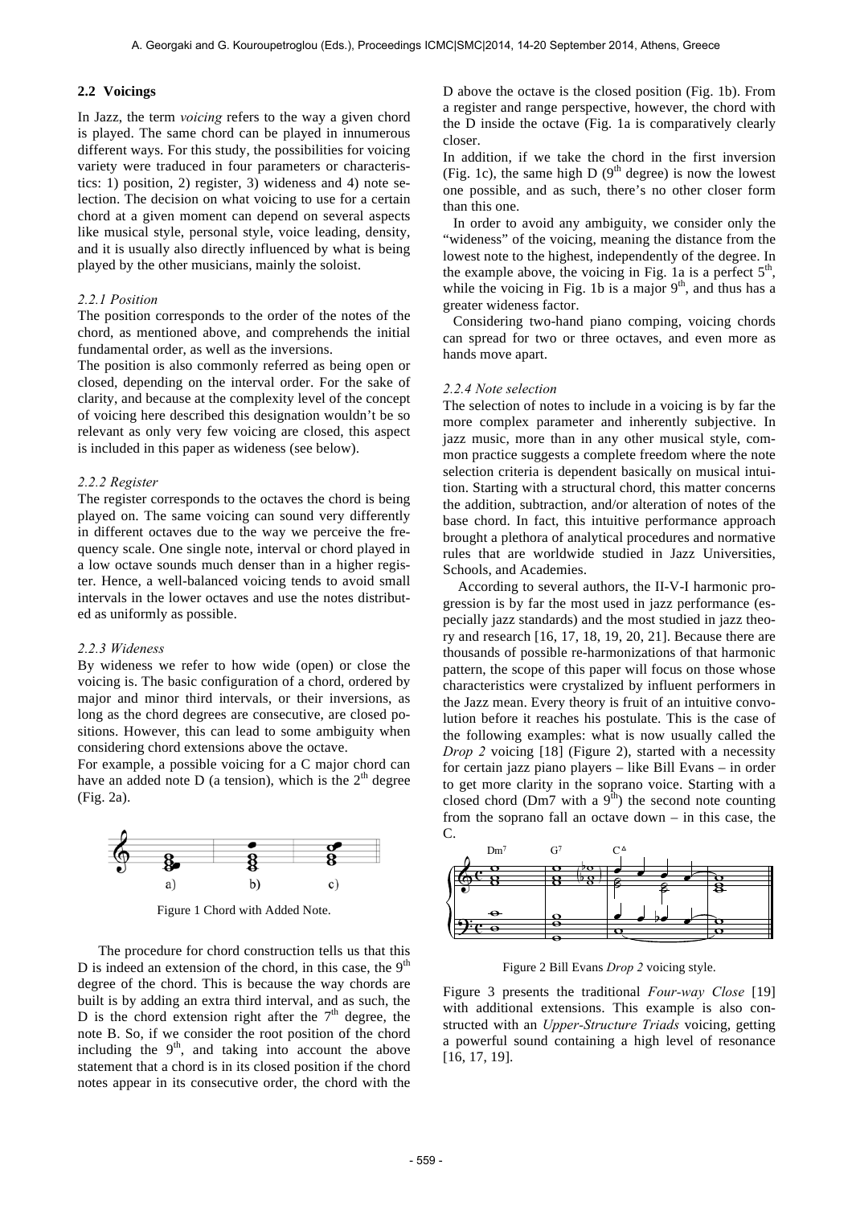### 2.2 Voicings

In Jazz, the term *voicing* refers to the way a given chord is played. The same chord can be played in innumerous different ways. For this study, the possibilities for voicing variety were traduced in four parameters or characteristics: 1) position, 2) register, 3) wideness and 4) note selection. The decision on what voicing to use for a certain chord at a given moment can depend on several aspects like musical style, personal style, voice leading, density, and it is usually also directly influenced by what is being played by the other musicians, mainly the soloist.

#### *2.2.1 Position*

The position corresponds to the order of the notes of the chord, as mentioned above, and comprehends the initial fundamental order, as well as the inversions.

The position is also commonly referred as being open or closed, depending on the interval order. For the sake of clarity, and because at the complexity level of the concept of voicing here described this designation wouldn't be so relevant as only very few voicing are closed, this aspect is included in this paper as wideness (see below).

#### *2.2.2 Register*

The register corresponds to the octaves the chord is being played on. The same voicing can sound very differently in different octaves due to the way we perceive the frequency scale. One single note, interval or chord played in a low octave sounds much denser than in a higher register. Hence, a well-balanced voicing tends to avoid small intervals in the lower octaves and use the notes distributed as uniformly as possible.

#### *2.2.3 Wideness*

By wideness we refer to how wide (open) or close the voicing is. The basic configuration of a chord, ordered by major and minor third intervals, or their inversions, as long as the chord degrees are consecutive, are closed positions. However, this can lead to some ambiguity when considering chord extensions above the octave.

For example, a possible voicing for a C major chord can have an added note D (a tension), which is the 2[th] degree (Fig. 2a).

Figure 1 Chord with Added Note.

The procedure for chord construction tells us that this D is indeed an extension of the chord, in this case, the 9[th] degree of the chord. This is because the way chords are built is by adding an extra third interval, and as such, the D is the chord extension right after the 7[th] degree, the note B. So, if we consider the root position of the chord including the 9[th], and taking into account the above statement that a chord is in its closed position if the chord notes appear in its consecutive order, the chord with the D above the octave is the closed position (Fig. 1b). From a register and range perspective, however, the chord with the D inside the octave (Fig. 1a is comparatively clearly closer.

In addition, if we take the chord in the first inversion (Fig. 1c), the same high D (9[th] degree) is now the lowest one possible, and as such, there's no other closer form than this one.

In order to avoid any ambiguity, we consider only the "wideness" of the voicing, meaning the distance from the lowest note to the highest, independently of the degree. In the example above, the voicing in Fig. 1a is a perfect 5[th], while the voicing in Fig. 1b is a major 9[th], and thus has a greater wideness factor.

Considering two-hand piano comping, voicing chords can spread for two or three octaves, and even more as hands move apart.

#### *2.2.4 Note selection*

The selection of notes to include in a voicing is by far the more complex parameter and inherently subjective. In jazz music, more than in any other musical style, common practice suggests a complete freedom where the note selection criteria is dependent basically on musical intuition. Starting with a structural chord, this matter concerns the addition, subtraction, and/or alteration of notes of the base chord. In fact, this intuitive performance approach brought a plethora of analytical procedures and normative rules that are worldwide studied in Jazz Universities, Schools, and Academies.

According to several authors, the II-V-I harmonic progression is by far the most used in jazz performance (especially jazz standards) and the most studied in jazz theory and research [16, 17, 18, 19, 20, 21]. Because there are thousands of possible re-harmonizations of that harmonic pattern, the scope of this paper will focus on those whose characteristics were crystalized by influent performers in the Jazz mean. Every theory is fruit of an intuitive convolution before it reaches his postulate. This is the case of the following examples: what is now usually called the *Drop 2* voicing [18] (Figure 2), started with a necessity for certain jazz piano players – like Bill Evans – in order to get more clarity in the soprano voice. Starting with a closed chord (Dm7 with a 9[th]) the second note counting from the soprano fall an octave down – in this case, the C.

Figure 2 Bill Evans *Drop 2* voicing style.

Figure 3 presents the traditional *Four-way Close* [19] with additional extensions. This example is also constructed with an *Upper-Structure Triads* voicing, getting a powerful sound containing a high level of resonance [16, 17, 19].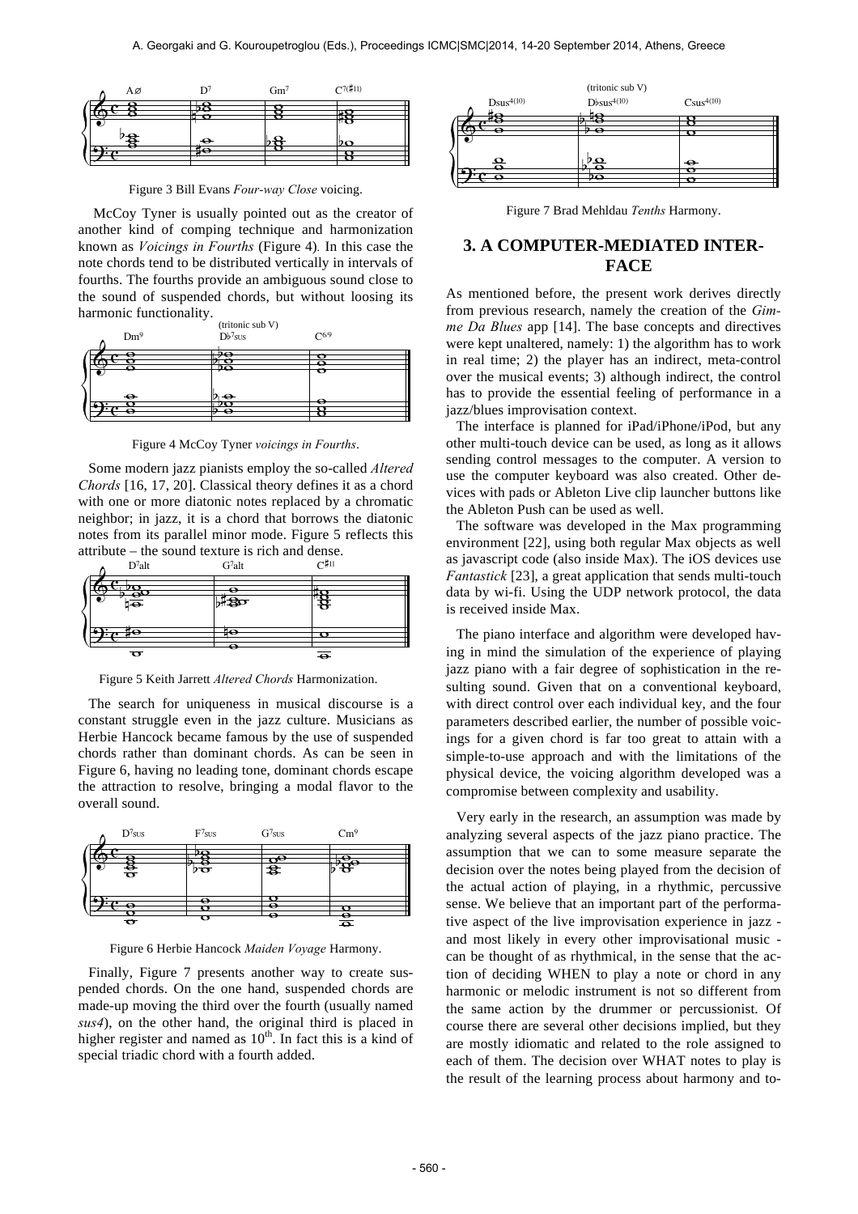Figure 3 Bill Evans *Four-way Close* voicing.

McCoy Tyner is usually pointed out as the creator of another kind of comping technique and harmonization known as *Voicings in Fourths* (Figure 4). In this case the note chords tend to be distributed vertically in intervals of fourths. The fourths provide an ambiguous sound close to the sound of suspended chords, but without loosing its harmonic functionality.

Figure 4 McCoy Tyner *voicings in Fourths*.

Some modern jazz pianists employ the so-called *Altered Chords* [16, 17, 20]. Classical theory defines it as a chord with one or more diatonic notes replaced by a chromatic neighbor; in jazz, it is a chord that borrows the diatonic notes from its parallel minor mode. Figure 5 reflects this attribute – the sound texture is rich and dense.

Figure 5 Keith Jarrett *Altered Chords* Harmonization.

The search for uniqueness in musical discourse is a constant struggle even in the jazz culture. Musicians as Herbie Hancock became famous by the use of suspended chords rather than dominant chords. As can be seen in Figure 6, having no leading tone, dominant chords escape the attraction to resolve, bringing a modal flavor to the overall sound.

Figure 6 Herbie Hancock *Maiden Voyage* Harmony.

Finally, Figure 7 presents another way to create suspended chords. On the one hand, suspended chords are made-up moving the third over the fourth (usually named *sus4*), on the other hand, the original third is placed in higher register and named as $10^{th}$. In fact this is a kind of special triadic chord with a fourth added.

Figure 7 Brad Mehldau *Tenths* Harmony.

## 3. A COMPUTER-MEDIATED INTERFACE

As mentioned before, the present work derives directly from previous research, namely the creation of the *Gimme Da Blues* app [14]. The base concepts and directives were kept unaltered, namely: 1) the algorithm has to work in real time; 2) the player has an indirect, meta-control over the musical events; 3) although indirect, the control has to provide the essential feeling of performance in a jazz/blues improvisation context.

The interface is planned for iPad/iPhone/iPod, but any other multi-touch device can be used, as long as it allows sending control messages to the computer. A version to use the computer keyboard was also created. Other devices with pads or Ableton Live clip launcher buttons like the Ableton Push can be used as well.

The software was developed in the Max programming environment [22], using both regular Max objects as well as javascript code (also inside Max). The iOS devices use *Fantastick* [23], a great application that sends multi-touch data by wi-fi. Using the UDP network protocol, the data is received inside Max.

The piano interface and algorithm were developed having in mind the simulation of the experience of playing jazz piano with a fair degree of sophistication in the resulting sound. Given that on a conventional keyboard, with direct control over each individual key, and the four parameters described earlier, the number of possible voicings for a given chord is far too great to attain with a simple-to-use approach and with the limitations of the physical device, the voicing algorithm developed was a compromise between complexity and usability.

Very early in the research, an assumption was made by analyzing several aspects of the jazz piano practice. The assumption that we can to some measure separate the decision over the notes being played from the decision of the actual action of playing, in a rhythmic, percussive sense. We believe that an important part of the performative aspect of the live improvisation experience in jazz - and most likely in every other improvisational music - can be thought of as rhythmical, in the sense that the action of deciding WHEN to play a note or chord in any harmonic or melodic instrument is not so different from the same action by the drummer or percussionist. Of course there are several other decisions implied, but they are mostly idiomatic and related to the role assigned to each of them. The decision over WHAT notes to play is the result of the learning process about harmony and to-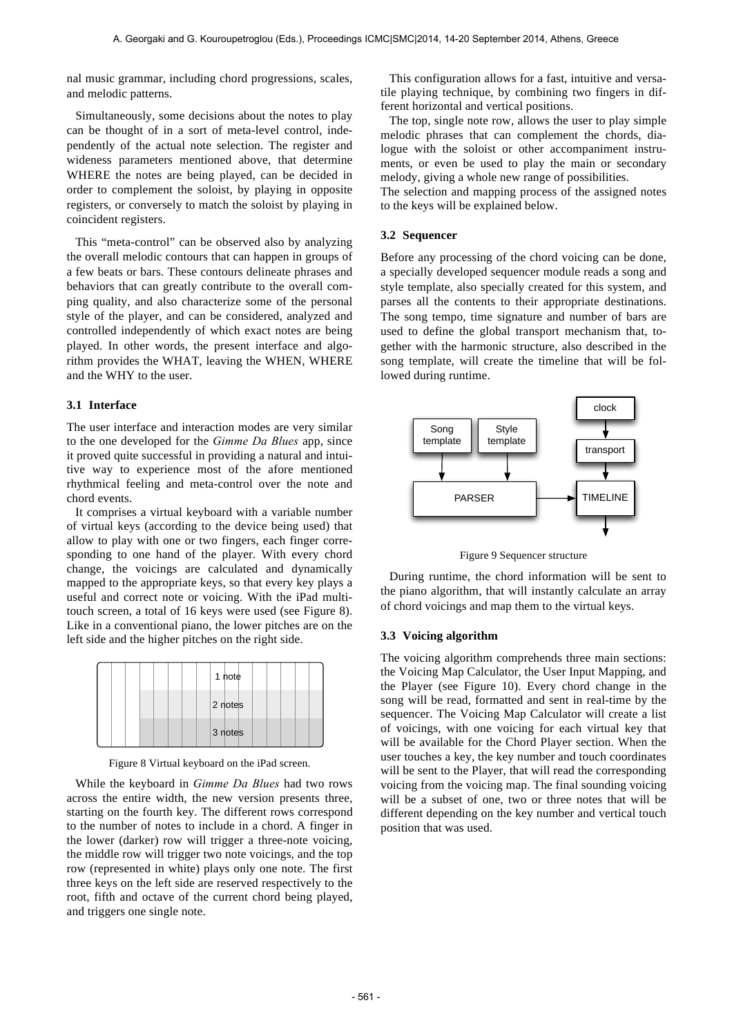nal music grammar, including chord progressions, scales, and melodic patterns.

Simultaneously, some decisions about the notes to play can be thought of in a sort of meta-level control, independently of the actual note selection. The register and wideness parameters mentioned above, that determine WHERE the notes are being played, can be decided in order to complement the soloist, by playing in opposite registers, or conversely to match the soloist by playing in coincident registers.

This "meta-control" can be observed also by analyzing the overall melodic contours that can happen in groups of a few beats or bars. These contours delineate phrases and behaviors that can greatly contribute to the overall comping quality, and also characterize some of the personal style of the player, and can be considered, analyzed and controlled independently of which exact notes are being played. In other words, the present interface and algorithm provides the WHAT, leaving the WHEN, WHERE and the WHY to the user.

### 3.1 Interface

The user interface and interaction modes are very similar to the one developed for the *Gimme Da Blues* app, since it proved quite successful in providing a natural and intuitive way to experience most of the afore mentioned rhythmical feeling and meta-control over the note and chord events.

It comprises a virtual keyboard with a variable number of virtual keys (according to the device being used) that allow to play with one or two fingers, each finger corresponding to one hand of the player. With every chord change, the voicings are calculated and dynamically mapped to the appropriate keys, so that every key plays a useful and correct note or voicing. With the iPad multi-touch screen, a total of 16 keys were used (see Figure 8). Like in a conventional piano, the lower pitches are on the left side and the higher pitches on the right side.

Figure 8 Virtual keyboard on the iPad screen.

While the keyboard in *Gimme Da Blues* had two rows across the entire width, the new version presents three, starting on the fourth key. The different rows correspond to the number of notes to include in a chord. A finger in the lower (darker) row will trigger a three-note voicing, the middle row will trigger two note voicings, and the top row (represented in white) plays only one note. The first three keys on the left side are reserved respectively to the root, fifth and octave of the current chord being played, and triggers one single note.

This configuration allows for a fast, intuitive and versatile playing technique, by combining two fingers in different horizontal and vertical positions.

The top, single note row, allows the user to play simple melodic phrases that can complement the chords, dialogue with the soloist or other accompaniment instruments, or even be used to play the main or secondary melody, giving a whole new range of possibilities.

The selection and mapping process of the assigned notes to the keys will be explained below.

### 3.2 Sequencer

Before any processing of the chord voicing can be done, a specially developed sequencer module reads a song and style template, also specially created for this system, and parses all the contents to their appropriate destinations. The song tempo, time signature and number of bars are used to define the global transport mechanism that, together with the harmonic structure, also described in the song template, will create the timeline that will be followed during runtime.

Figure 9 Sequencer structure

During runtime, the chord information will be sent to the piano algorithm, that will instantly calculate an array of chord voicings and map them to the virtual keys.

### 3.3 Voicing algorithm

The voicing algorithm comprehends three main sections: the Voicing Map Calculator, the User Input Mapping, and the Player (see Figure 10). Every chord change in the song will be read, formatted and sent in real-time by the sequencer. The Voicing Map Calculator will create a list of voicings, with one voicing for each virtual key that will be available for the Chord Player section. When the user touches a key, the key number and touch coordinates will be sent to the Player, that will read the corresponding voicing from the voicing map. The final sounding voicing will be a subset of one, two or three notes that will be different depending on the key number and vertical touch position that was used.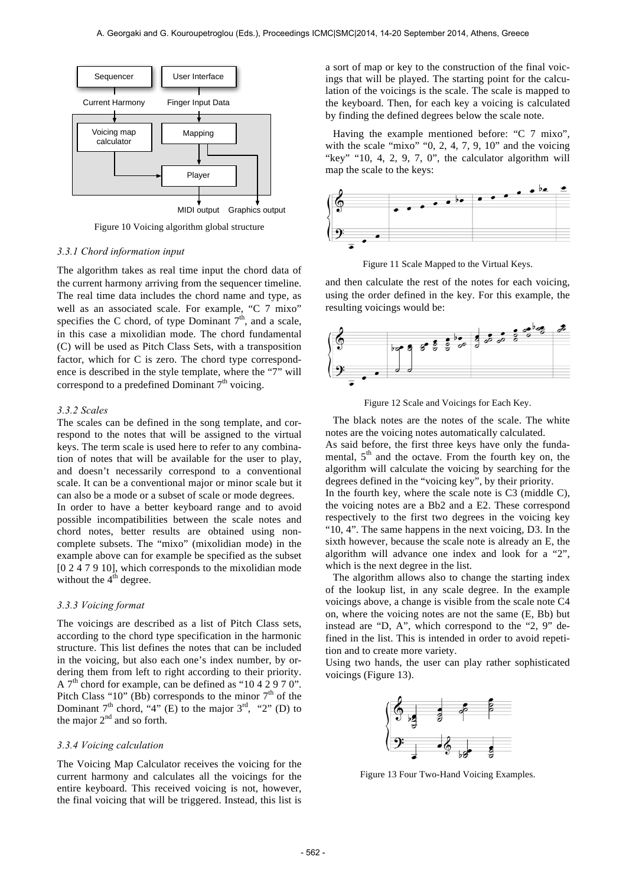Figure 10 Voicing algorithm global structure

### 3.3.1 Chord information input

The algorithm takes as real time input the chord data of the current harmony arriving from the sequencer timeline. The real time data includes the chord name and type, as well as an associated scale. For example, "C 7 mixo" specifies the C chord, of type Dominant 7[th], and a scale, in this case a mixolidian mode. The chord fundamental (C) will be used as Pitch Class Sets, with a transposition factor, which for C is zero. The chord type correspondence is described in the style template, where the "7" will correspond to a predefined Dominant 7[th] voicing.

### 3.3.2 Scales

The scales can be defined in the song template, and correspond to the notes that will be assigned to the virtual keys. The term scale is used here to refer to any combination of notes that will be available for the user to play, and doesn't necessarily correspond to a conventional scale. It can be a conventional major or minor scale but it can also be a mode or a subset of scale or mode degrees.

In order to have a better keyboard range and to avoid possible incompatibilities between the scale notes and chord notes, better results are obtained using non-complete subsets. The "mixo" (mixolidian mode) in the example above can for example be specified as the subset [0 2 4 7 9 10], which corresponds to the mixolidian mode without the 4[th] degree.

### 3.3.3 Voicing format

The voicings are described as a list of Pitch Class sets, according to the chord type specification in the harmonic structure. This list defines the notes that can be included in the voicing, but also each one's index number, by ordering them from left to right according to their priority. A 7[th] chord for example, can be defined as "10 4 2 9 7 0". Pitch Class "10" (Bb) corresponds to the minor 7[th] of the Dominant 7[th] chord, "4" (E) to the major 3[rd], "2" (D) to the major 2[nd] and so forth.

### 3.3.4 Voicing calculation

The Voicing Map Calculator receives the voicing for the current harmony and calculates all the voicings for the entire keyboard. This received voicing is not, however, the final voicing that will be triggered. Instead, this list is a sort of map or key to the construction of the final voicings that will be played. The starting point for the calculation of the voicings is the scale. The scale is mapped to the keyboard. Then, for each key a voicing is calculated by finding the defined degrees below the scale note.

Having the example mentioned before: "C 7 mixo", with the scale "mixo" "0, 2, 4, 7, 9, 10" and the voicing "key" "10, 4, 2, 9, 7, 0", the calculator algorithm will map the scale to the keys:

Figure 11 Scale Mapped to the Virtual Keys.

and then calculate the rest of the notes for each voicing, using the order defined in the key. For this example, the resulting voicings would be:

Figure 12 Scale and Voicings for Each Key.

The black notes are the notes of the scale. The white notes are the voicing notes automatically calculated.

As said before, the first three keys have only the fundamental, 5[th] and the octave. From the fourth key on, the algorithm will calculate the voicing by searching for the degrees defined in the "voicing key", by their priority.

In the fourth key, where the scale note is C3 (middle C), the voicing notes are a Bb2 and a E2. These correspond respectively to the first two degrees in the voicing key "10, 4". The same happens in the next voicing, D3. In the sixth however, because the scale note is already an E, the algorithm will advance one index and look for a "2", which is the next degree in the list.

The algorithm allows also to change the starting index of the lookup list, in any scale degree. In the example voicings above, a change is visible from the scale note C4 on, where the voicing notes are not the same (E, Bb) but instead are "D, A", which correspond to the "2, 9" defined in the list. This is intended in order to avoid repetition and to create more variety.

Using two hands, the user can play rather sophisticated voicings (Figure 13).

Figure 13 Four Two-Hand Voicing Examples.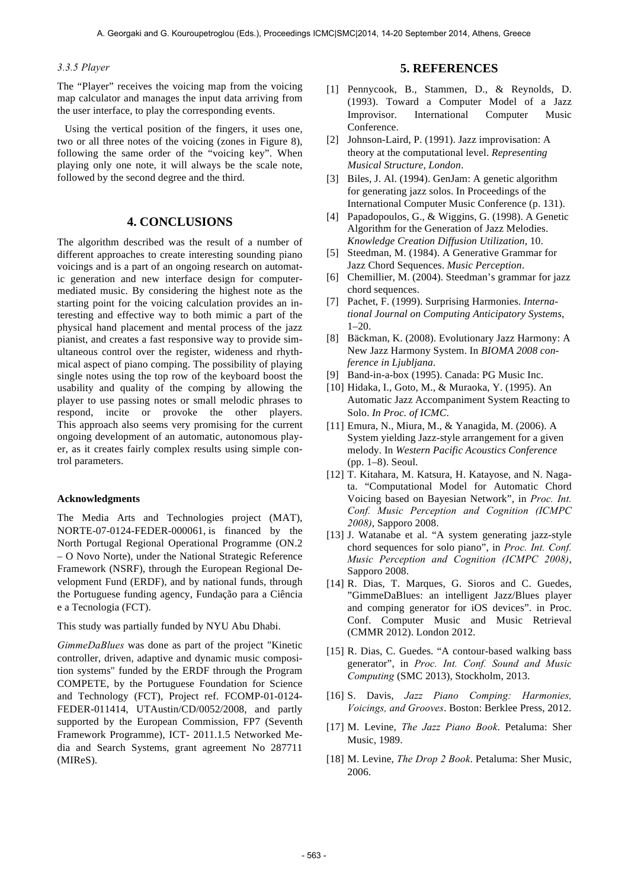#### 3.3.5 Player

The "Player" receives the voicing map from the voicing map calculator and manages the input data arriving from the user interface, to play the corresponding events.

Using the vertical position of the fingers, it uses one, two or all three notes of the voicing (zones in Figure 8), following the same order of the "voicing key". When playing only one note, it will always be the scale note, followed by the second degree and the third.

## 4. CONCLUSIONS

The algorithm described was the result of a number of different approaches to create interesting sounding piano voicings and is a part of an ongoing research on automatic generation and new interface design for computer-mediated music. By considering the highest note as the starting point for the voicing calculation provides an interesting and effective way to both mimic a part of the physical hand placement and mental process of the jazz pianist, and creates a fast responsive way to provide simultaneous control over the register, wideness and rhythmical aspect of piano comping. The possibility of playing single notes using the top row of the keyboard boost the usability and quality of the comping by allowing the player to use passing notes or small melodic phrases to respond, incite or provoke the other players. This approach also seems very promising for the current ongoing development of an automatic, autonomous player, as it creates fairly complex results using simple control parameters.

**Acknowledgments**

The Media Arts and Technologies project (MAT), NORTE-07-0124-FEDER-000061, is financed by the North Portugal Regional Operational Programme (ON.2 – O Novo Norte), under the National Strategic Reference Framework (NSRF), through the European Regional Development Fund (ERDF), and by national funds, through the Portuguese funding agency, Fundação para a Ciência e a Tecnologia (FCT).

This study was partially funded by NYU Abu Dhabi.

*GimmeDaBlues* was done as part of the project "Kinetic controller, driven, adaptive and dynamic music composition systems" funded by the ERDF through the Program COMPETE, by the Portuguese Foundation for Science and Technology (FCT), Project ref. FCOMP-01-0124-FEDER-011414, UTAustin/CD/0052/2008, and partly supported by the European Commission, FP7 (Seventh Framework Programme), ICT- 2011.1.5 Networked Media and Search Systems, grant agreement No 287711 (MIReS).

## 5. REFERENCES

[1] Pennycook, B., Stammen, D., & Reynolds, D. (1993). Toward a Computer Model of a Jazz Improvisor. International Computer Music Conference.

[2] Johnson-Laird, P. (1991). Jazz improvisation: A theory at the computational level. *Representing Musical Structure, London*.

[3] Biles, J. Al. (1994). GenJam: A genetic algorithm for generating jazz solos. In Proceedings of the International Computer Music Conference (p. 131).

[4] Papadopoulos, G., & Wiggins, G. (1998). A Genetic Algorithm for the Generation of Jazz Melodies. *Knowledge Creation Diffusion Utilization*, 10.

[5] Steedman, M. (1984). A Generative Grammar for Jazz Chord Sequences. *Music Perception*.

[6] Chemillier, M. (2004). Steedman's grammar for jazz chord sequences.

[7] Pachet, F. (1999). Surprising Harmonies. *International Journal on Computing Anticipatory Systems*, 1–20.

[8] Bäckman, K. (2008). Evolutionary Jazz Harmony: A New Jazz Harmony System. In *BIOMA 2008 conference in Ljubljana*.

[9] Band-in-a-box (1995). Canada: PG Music Inc.

[10] Hidaka, I., Goto, M., & Muraoka, Y. (1995). An Automatic Jazz Accompaniment System Reacting to Solo. *In Proc. of ICMC*.

[11] Emura, N., Miura, M., & Yanagida, M. (2006). A System yielding Jazz-style arrangement for a given melody. In *Western Pacific Acoustics Conference* (pp. 1–8). Seoul.

[12] T. Kitahara, M. Katsura, H. Katayose, and N. Nagata. "Computational Model for Automatic Chord Voicing based on Bayesian Network", in *Proc. Int. Conf. Music Perception and Cognition (ICMPC 2008)*, Sapporo 2008.

[13] J. Watanabe et al. "A system generating jazz-style chord sequences for solo piano", in *Proc. Int. Conf. Music Perception and Cognition (ICMPC 2008)*, Sapporo 2008.

[14] R. Dias, T. Marques, G. Sioros and C. Guedes, "GimmeDaBlues: an intelligent Jazz/Blues player and comping generator for iOS devices". in Proc. Conf. Computer Music and Music Retrieval (CMMR 2012). London 2012.

[15] R. Dias, C. Guedes. "A contour-based walking bass generator", in *Proc. Int. Conf. Sound and Music Computing* (SMC 2013), Stockholm, 2013.

[16] S. Davis, *Jazz Piano Comping: Harmonies, Voicings, and Grooves*. Boston: Berklee Press, 2012.

[17] M. Levine, *The Jazz Piano Book*. Petaluma: Sher Music, 1989.

[18] M. Levine, *The Drop 2 Book*. Petaluma: Sher Music, 2006.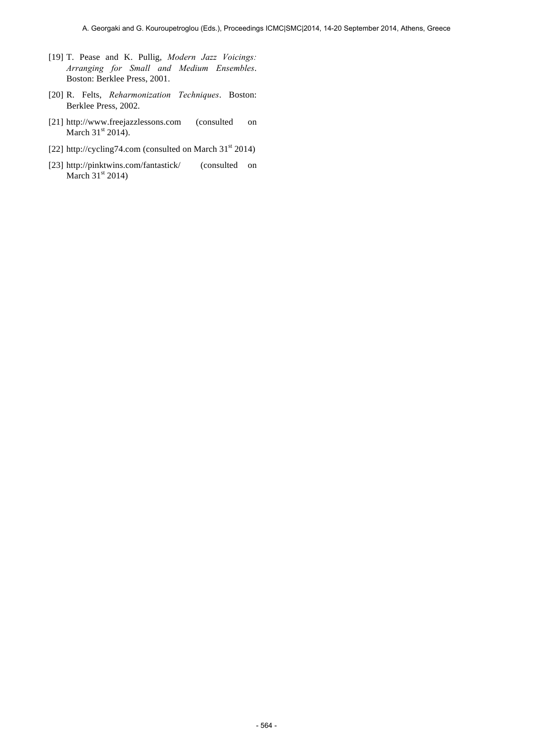[19] T. Pease and K. Pullig, *Modern Jazz Voicings: Arranging for Small and Medium Ensembles*. Boston: Berklee Press, 2001.

[20] R. Felts, *Reharmonization Techniques*. Boston: Berklee Press, 2002.

[21] http://www.freejazzlessons.com (consulted on March 31st 2014).

[22] http://cycling74.com (consulted on March 31st 2014)

[23] http://pinktwins.com/fantastick/ (consulted on March 31st 2014)